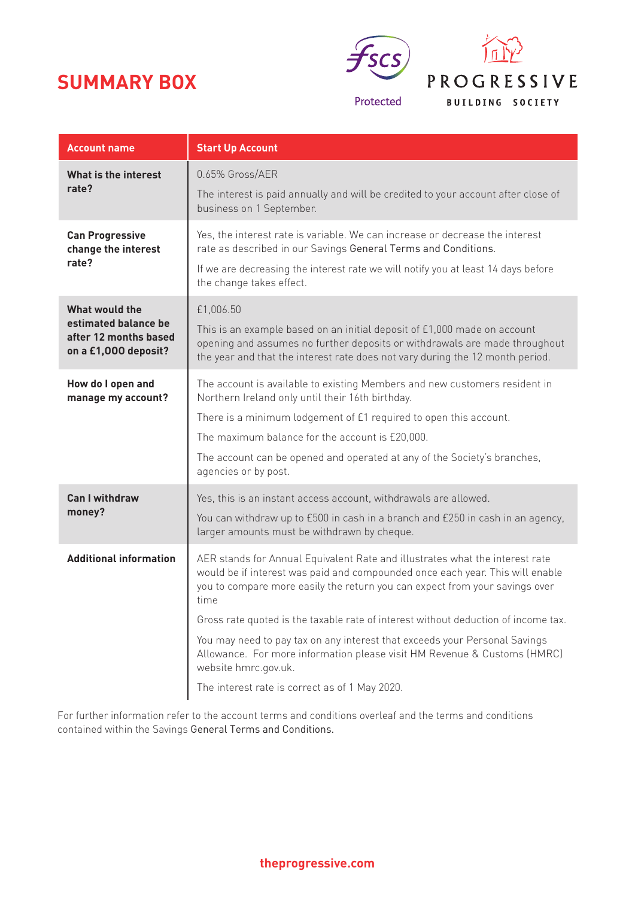# SUMMARY BOX

FSCS Protected

PROGRESSIVE BUILDING SOCIETY

| Account name | Start Up Account |
| --- | --- |
| **What is the interest rate?** | 0.65% Gross/AER<br><br>The interest is paid annually and will be credited to your account after close of business on 1 September. |
| **Can Progressive change the interest rate?** | Yes, the interest rate is variable. We can increase or decrease the interest rate as described in our Savings General Terms and Conditions.<br><br>If we are decreasing the interest rate we will notify you at least 14 days before the change takes effect. |
| **What would the estimated balance be after 12 months based on a £1,000 deposit?** | £1,006.50<br><br>This is an example based on an initial deposit of £1,000 made on account opening and assumes no further deposits or withdrawals are made throughout the year and that the interest rate does not vary during the 12 month period. |
| **How do I open and manage my account?** | The account is available to existing Members and new customers resident in Northern Ireland only until their 16th birthday.<br><br>There is a minimum lodgement of £1 required to open this account.<br><br>The maximum balance for the account is £20,000.<br><br>The account can be opened and operated at any of the Society's branches, agencies or by post. |
| **Can I withdraw money?** | Yes, this is an instant access account, withdrawals are allowed.<br><br>You can withdraw up to £500 in cash in a branch and £250 in cash in an agency, larger amounts must be withdrawn by cheque. |
| **Additional information** | AER stands for Annual Equivalent Rate and illustrates what the interest rate would be if interest was paid and compounded once each year. This will enable you to compare more easily the return you can expect from your savings over time<br><br>Gross rate quoted is the taxable rate of interest without deduction of income tax.<br><br>You may need to pay tax on any interest that exceeds your Personal Savings Allowance. For more information please visit HM Revenue & Customs (HMRC) website hmrc.gov.uk.<br><br>The interest rate is correct as of 1 May 2020. |

For further information refer to the account terms and conditions overleaf and the terms and conditions contained within the Savings General Terms and Conditions.

theprogressive.com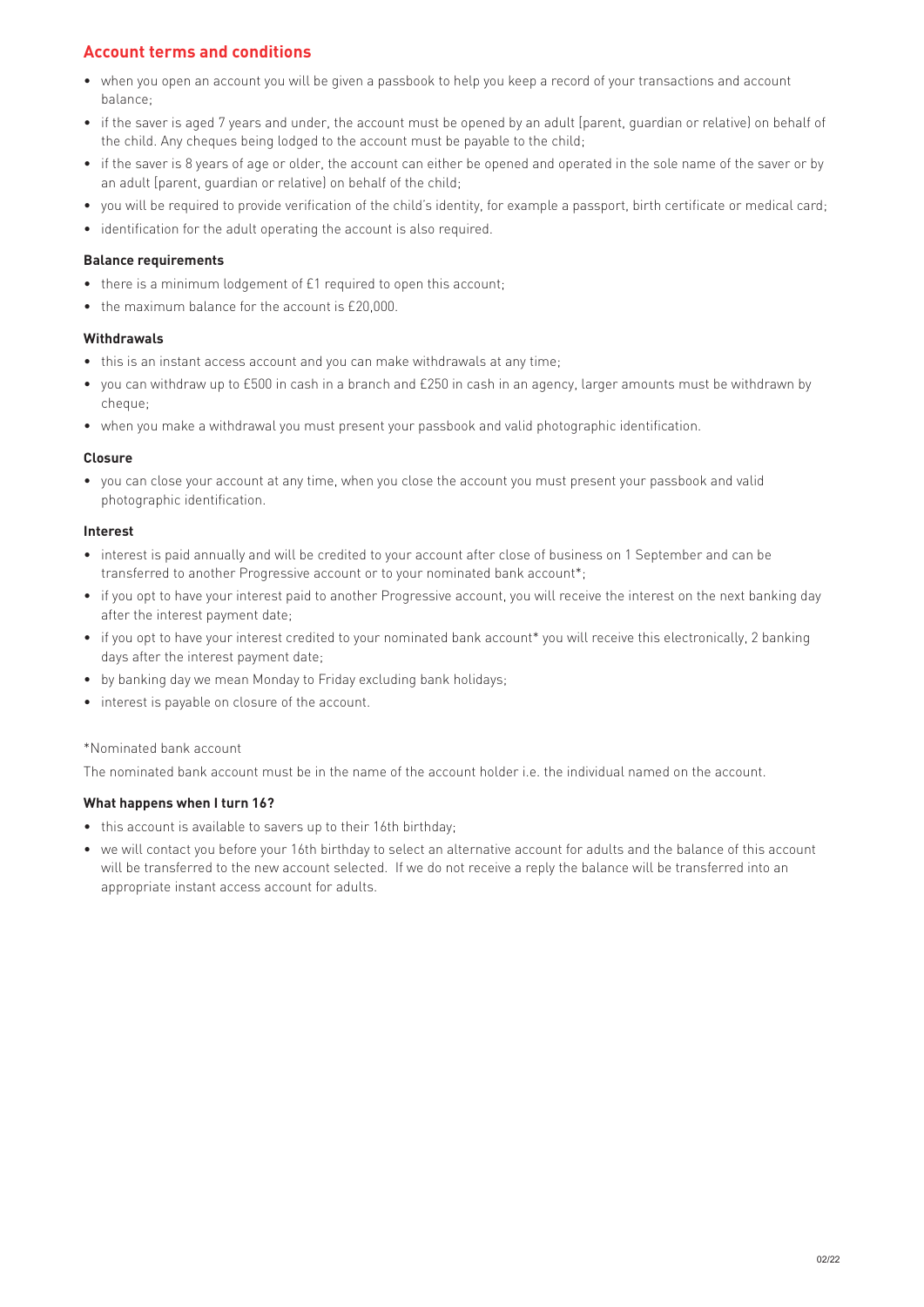## Account terms and conditions

- when you open an account you will be given a passbook to help you keep a record of your transactions and account balance;
- if the saver is aged 7 years and under, the account must be opened by an adult [parent, guardian or relative] on behalf of the child. Any cheques being lodged to the account must be payable to the child;
- if the saver is 8 years of age or older, the account can either be opened and operated in the sole name of the saver or by an adult [parent, guardian or relative] on behalf of the child;
- you will be required to provide verification of the child's identity, for example a passport, birth certificate or medical card;
- identification for the adult operating the account is also required.

### Balance requirements

- there is a minimum lodgement of £1 required to open this account;
- the maximum balance for the account is £20,000.

### Withdrawals

- this is an instant access account and you can make withdrawals at any time;
- you can withdraw up to £500 in cash in a branch and £250 in cash in an agency, larger amounts must be withdrawn by cheque;
- when you make a withdrawal you must present your passbook and valid photographic identification.

### Closure

- you can close your account at any time, when you close the account you must present your passbook and valid photographic identification.

### Interest

- interest is paid annually and will be credited to your account after close of business on 1 September and can be transferred to another Progressive account or to your nominated bank account*;
- if you opt to have your interest paid to another Progressive account, you will receive the interest on the next banking day after the interest payment date;
- if you opt to have your interest credited to your nominated bank account* you will receive this electronically, 2 banking days after the interest payment date;
- by banking day we mean Monday to Friday excluding bank holidays;
- interest is payable on closure of the account.

*Nominated bank account

The nominated bank account must be in the name of the account holder i.e. the individual named on the account.

### What happens when I turn 16?

- this account is available to savers up to their 16th birthday;
- we will contact you before your 16th birthday to select an alternative account for adults and the balance of this account will be transferred to the new account selected. If we do not receive a reply the balance will be transferred into an appropriate instant access account for adults.

02/22